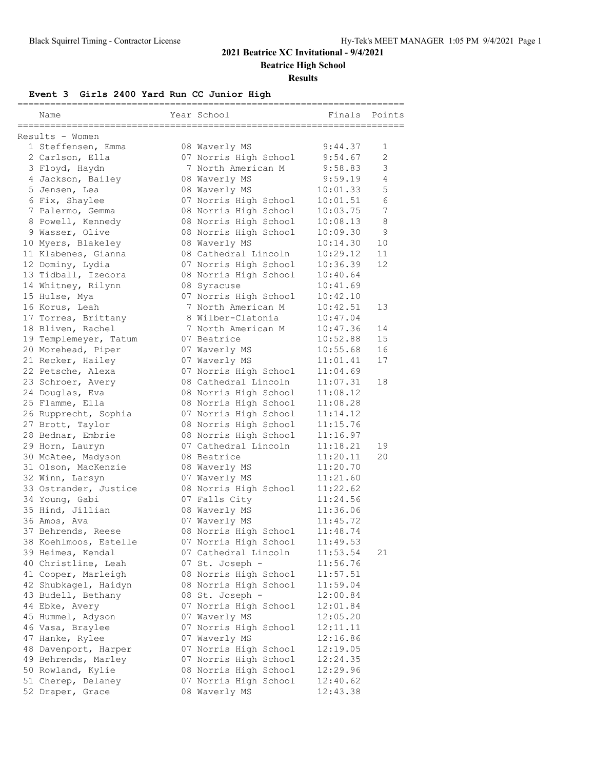# 2021 Beatrice XC Invitational - 9/4/2021

## Beatrice High School

### Results

**Event 3 Girls 2400 Yard Run CC Junior High**

Results - Women

| Place | Name | Year | School | Finals | Points |
|---|---|---|---|---|---|
| 1 | Steffensen, Emma | 08 | Waverly MS | 9:44.37 | 1 |
| 2 | Carlson, Ella | 07 | Norris High School | 9:54.67 | 2 |
| 3 | Floyd, Haydn | 7 | North American M | 9:58.83 | 3 |
| 4 | Jackson, Bailey | 08 | Waverly MS | 9:59.19 | 4 |
| 5 | Jensen, Lea | 08 | Waverly MS | 10:01.33 | 5 |
| 6 | Fix, Shaylee | 07 | Norris High School | 10:01.51 | 6 |
| 7 | Palermo, Gemma | 08 | Norris High School | 10:03.75 | 7 |
| 8 | Powell, Kennedy | 08 | Norris High School | 10:08.13 | 8 |
| 9 | Wasser, Olive | 08 | Norris High School | 10:09.30 | 9 |
| 10 | Myers, Blakeley | 08 | Waverly MS | 10:14.30 | 10 |
| 11 | Klabenes, Gianna | 08 | Cathedral Lincoln | 10:29.12 | 11 |
| 12 | Dominy, Lydia | 07 | Norris High School | 10:36.39 | 12 |
| 13 | Tidball, Izedora | 08 | Norris High School | 10:40.64 | |
| 14 | Whitney, Rilynn | 08 | Syracuse | 10:41.69 | |
| 15 | Hulse, Mya | 07 | Norris High School | 10:42.10 | |
| 16 | Korus, Leah | 7 | North American M | 10:42.51 | 13 |
| 17 | Torres, Brittany | 8 | Wilber-Clatonia | 10:47.04 | |
| 18 | Bliven, Rachel | 7 | North American M | 10:47.36 | 14 |
| 19 | Templemeyer, Tatum | 07 | Beatrice | 10:52.88 | 15 |
| 20 | Morehead, Piper | 07 | Waverly MS | 10:55.68 | 16 |
| 21 | Recker, Hailey | 07 | Waverly MS | 11:01.41 | 17 |
| 22 | Petsche, Alexa | 07 | Norris High School | 11:04.69 | |
| 23 | Schroer, Avery | 08 | Cathedral Lincoln | 11:07.31 | 18 |
| 24 | Douglas, Eva | 08 | Norris High School | 11:08.12 | |
| 25 | Flamme, Ella | 08 | Norris High School | 11:08.28 | |
| 26 | Rupprecht, Sophia | 07 | Norris High School | 11:14.12 | |
| 27 | Brott, Taylor | 08 | Norris High School | 11:15.76 | |
| 28 | Bednar, Embrie | 08 | Norris High School | 11:16.97 | |
| 29 | Horn, Lauryn | 07 | Cathedral Lincoln | 11:18.21 | 19 |
| 30 | McAtee, Madyson | 08 | Beatrice | 11:20.11 | 20 |
| 31 | Olson, MacKenzie | 08 | Waverly MS | 11:20.70 | |
| 32 | Winn, Larsyn | 07 | Waverly MS | 11:21.60 | |
| 33 | Ostrander, Justice | 08 | Norris High School | 11:22.62 | |
| 34 | Young, Gabi | 07 | Falls City | 11:24.56 | |
| 35 | Hind, Jillian | 08 | Waverly MS | 11:36.06 | |
| 36 | Amos, Ava | 07 | Waverly MS | 11:45.72 | |
| 37 | Behrends, Reese | 08 | Norris High School | 11:48.74 | |
| 38 | Koehlmoos, Estelle | 07 | Norris High School | 11:49.53 | |
| 39 | Heimes, Kendal | 07 | Cathedral Lincoln | 11:53.54 | 21 |
| 40 | Christline, Leah | 07 | St. Joseph - | 11:56.76 | |
| 41 | Cooper, Marleigh | 08 | Norris High School | 11:57.51 | |
| 42 | Shubkagel, Haidyn | 08 | Norris High School | 11:59.04 | |
| 43 | Budell, Bethany | 08 | St. Joseph - | 12:00.84 | |
| 44 | Ebke, Avery | 07 | Norris High School | 12:01.84 | |
| 45 | Hummel, Adyson | 07 | Waverly MS | 12:05.20 | |
| 46 | Vasa, Braylee | 07 | Norris High School | 12:11.11 | |
| 47 | Hanke, Rylee | 07 | Waverly MS | 12:16.86 | |
| 48 | Davenport, Harper | 07 | Norris High School | 12:19.05 | |
| 49 | Behrends, Marley | 07 | Norris High School | 12:24.35 | |
| 50 | Rowland, Kylie | 08 | Norris High School | 12:29.96 | |
| 51 | Cherep, Delaney | 07 | Norris High School | 12:40.62 | |
| 52 | Draper, Grace | 08 | Waverly MS | 12:43.38 | |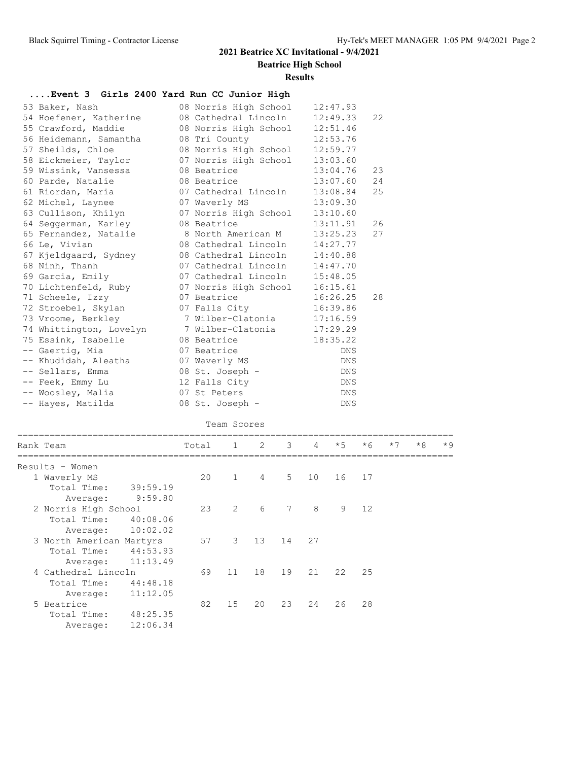**2021 Beatrice XC Invitational - 9/4/2021**

**Beatrice High School**

**Results**

### ....Event 3 Girls 2400 Yard Run CC Junior High

| Place | Name | Year | School | Time | Points |
|---|---|---|---|---|---|
| 53 | Baker, Nash | 08 | Norris High School | 12:47.93 | |
| 54 | Hoefener, Katherine | 08 | Cathedral Lincoln | 12:49.33 | 22 |
| 55 | Crawford, Maddie | 08 | Norris High School | 12:51.46 | |
| 56 | Heidemann, Samantha | 08 | Tri County | 12:53.76 | |
| 57 | Sheilds, Chloe | 08 | Norris High School | 12:59.77 | |
| 58 | Eickmeier, Taylor | 07 | Norris High School | 13:03.60 | |
| 59 | Wissink, Vansessa | 08 | Beatrice | 13:04.76 | 23 |
| 60 | Parde, Natalie | 08 | Beatrice | 13:07.60 | 24 |
| 61 | Riordan, Maria | 07 | Cathedral Lincoln | 13:08.84 | 25 |
| 62 | Michel, Laynee | 07 | Waverly MS | 13:09.30 | |
| 63 | Cullison, Khilyn | 07 | Norris High School | 13:10.60 | |
| 64 | Seggerman, Karley | 08 | Beatrice | 13:11.91 | 26 |
| 65 | Fernandez, Natalie | 8 | North American M | 13:25.23 | 27 |
| 66 | Le, Vivian | 08 | Cathedral Lincoln | 14:27.77 | |
| 67 | Kjeldgaard, Sydney | 08 | Cathedral Lincoln | 14:40.88 | |
| 68 | Ninh, Thanh | 07 | Cathedral Lincoln | 14:47.70 | |
| 69 | Garcia, Emily | 07 | Cathedral Lincoln | 15:48.05 | |
| 70 | Lichtenfeld, Ruby | 07 | Norris High School | 16:15.61 | |
| 71 | Scheele, Izzy | 07 | Beatrice | 16:26.25 | 28 |
| 72 | Stroebel, Skylan | 07 | Falls City | 16:39.86 | |
| 73 | Vroome, Berkley | 7 | Wilber-Clatonia | 17:16.59 | |
| 74 | Whittington, Lovelyn | 7 | Wilber-Clatonia | 17:29.29 | |
| 75 | Essink, Isabelle | 08 | Beatrice | 18:35.22 | |
| -- | Gaertig, Mia | 07 | Beatrice | DNS | |
| -- | Khudidah, Aleatha | 07 | Waverly MS | DNS | |
| -- | Sellars, Emma | 08 | St. Joseph - | DNS | |
| -- | Feek, Emmy Lu | 12 | Falls City | DNS | |
| -- | Woosley, Malia | 07 | St Peters | DNS | |
| -- | Hayes, Matilda | 08 | St. Joseph - | DNS | |

#### Team Scores

| Rank | Team | Total | 1 | 2 | 3 | 4 | *5 | *6 | *7 | *8 | *9 |
|---|---|---|---|---|---|---|---|---|---|---|---|
| Results - Women | | | | | | | | | | | |
| 1 | Waverly MS | 20 | 1 | 4 | 5 | 10 | 16 | 17 | | | |
| | Total Time: 39:59.19 | | | | | | | | | | |
| | Average: 9:59.80 | | | | | | | | | | |
| 2 | Norris High School | 23 | 2 | 6 | 7 | 8 | 9 | 12 | | | |
| | Total Time: 40:08.06 | | | | | | | | | | |
| | Average: 10:02.02 | | | | | | | | | | |
| 3 | North American Martyrs | 57 | 3 | 13 | 14 | 27 | | | | | |
| | Total Time: 44:53.93 | | | | | | | | | | |
| | Average: 11:13.49 | | | | | | | | | | |
| 4 | Cathedral Lincoln | 69 | 11 | 18 | 19 | 21 | 22 | 25 | | | |
| | Total Time: 44:48.18 | | | | | | | | | | |
| | Average: 11:12.05 | | | | | | | | | | |
| 5 | Beatrice | 82 | 15 | 20 | 23 | 24 | 26 | 28 | | | |
| | Total Time: 48:25.35 | | | | | | | | | | |
| | Average: 12:06.34 | | | | | | | | | | |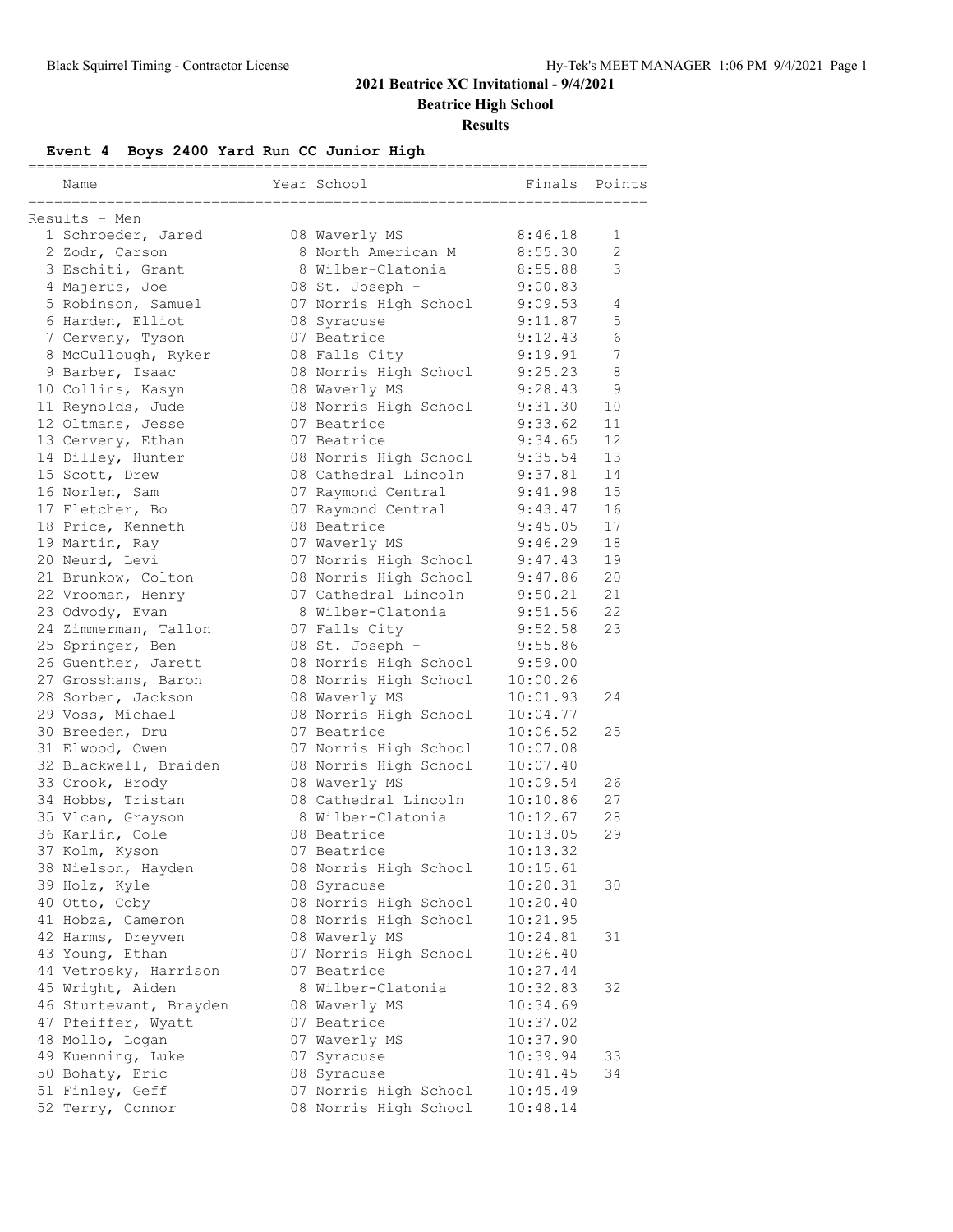# 2021 Beatrice XC Invitational - 9/4/2021

## Beatrice High School

### Results

**Event 4 Boys 2400 Yard Run CC Junior High**

Results - Men

| | Name | Year | School | Finals | Points |
|---|---|---|---|---|---|
| 1 | Schroeder, Jared | 08 | Waverly MS | 8:46.18 | 1 |
| 2 | Zodr, Carson | 8 | North American M | 8:55.30 | 2 |
| 3 | Eschiti, Grant | 8 | Wilber-Clatonia | 8:55.88 | 3 |
| 4 | Majerus, Joe | 08 | St. Joseph - | 9:00.83 | |
| 5 | Robinson, Samuel | 07 | Norris High School | 9:09.53 | 4 |
| 6 | Harden, Elliot | 08 | Syracuse | 9:11.87 | 5 |
| 7 | Cerveny, Tyson | 07 | Beatrice | 9:12.43 | 6 |
| 8 | McCullough, Ryker | 08 | Falls City | 9:19.91 | 7 |
| 9 | Barber, Isaac | 08 | Norris High School | 9:25.23 | 8 |
| 10 | Collins, Kasyn | 08 | Waverly MS | 9:28.43 | 9 |
| 11 | Reynolds, Jude | 08 | Norris High School | 9:31.30 | 10 |
| 12 | Oltmans, Jesse | 07 | Beatrice | 9:33.62 | 11 |
| 13 | Cerveny, Ethan | 07 | Beatrice | 9:34.65 | 12 |
| 14 | Dilley, Hunter | 08 | Norris High School | 9:35.54 | 13 |
| 15 | Scott, Drew | 08 | Cathedral Lincoln | 9:37.81 | 14 |
| 16 | Norlen, Sam | 07 | Raymond Central | 9:41.98 | 15 |
| 17 | Fletcher, Bo | 07 | Raymond Central | 9:43.47 | 16 |
| 18 | Price, Kenneth | 08 | Beatrice | 9:45.05 | 17 |
| 19 | Martin, Ray | 07 | Waverly MS | 9:46.29 | 18 |
| 20 | Neurd, Levi | 07 | Norris High School | 9:47.43 | 19 |
| 21 | Brunkow, Colton | 08 | Norris High School | 9:47.86 | 20 |
| 22 | Vrooman, Henry | 07 | Cathedral Lincoln | 9:50.21 | 21 |
| 23 | Odvody, Evan | 8 | Wilber-Clatonia | 9:51.56 | 22 |
| 24 | Zimmerman, Tallon | 07 | Falls City | 9:52.58 | 23 |
| 25 | Springer, Ben | 08 | St. Joseph - | 9:55.86 | |
| 26 | Guenther, Jarett | 08 | Norris High School | 9:59.00 | |
| 27 | Grosshans, Baron | 08 | Norris High School | 10:00.26 | |
| 28 | Sorben, Jackson | 08 | Waverly MS | 10:01.93 | 24 |
| 29 | Voss, Michael | 08 | Norris High School | 10:04.77 | |
| 30 | Breeden, Dru | 07 | Beatrice | 10:06.52 | 25 |
| 31 | Elwood, Owen | 07 | Norris High School | 10:07.08 | |
| 32 | Blackwell, Braiden | 08 | Norris High School | 10:07.40 | |
| 33 | Crook, Brody | 08 | Waverly MS | 10:09.54 | 26 |
| 34 | Hobbs, Tristan | 08 | Cathedral Lincoln | 10:10.86 | 27 |
| 35 | Vlcan, Grayson | 8 | Wilber-Clatonia | 10:12.67 | 28 |
| 36 | Karlin, Cole | 08 | Beatrice | 10:13.05 | 29 |
| 37 | Kolm, Kyson | 07 | Beatrice | 10:13.32 | |
| 38 | Nielson, Hayden | 08 | Norris High School | 10:15.61 | |
| 39 | Holz, Kyle | 08 | Syracuse | 10:20.31 | 30 |
| 40 | Otto, Coby | 08 | Norris High School | 10:20.40 | |
| 41 | Hobza, Cameron | 08 | Norris High School | 10:21.95 | |
| 42 | Harms, Dreyven | 08 | Waverly MS | 10:24.81 | 31 |
| 43 | Young, Ethan | 07 | Norris High School | 10:26.40 | |
| 44 | Vetrosky, Harrison | 07 | Beatrice | 10:27.44 | |
| 45 | Wright, Aiden | 8 | Wilber-Clatonia | 10:32.83 | 32 |
| 46 | Sturtevant, Brayden | 08 | Waverly MS | 10:34.69 | |
| 47 | Pfeiffer, Wyatt | 07 | Beatrice | 10:37.02 | |
| 48 | Mollo, Logan | 07 | Waverly MS | 10:37.90 | |
| 49 | Kuenning, Luke | 07 | Syracuse | 10:39.94 | 33 |
| 50 | Bohaty, Eric | 08 | Syracuse | 10:41.45 | 34 |
| 51 | Finley, Geff | 07 | Norris High School | 10:45.49 | |
| 52 | Terry, Connor | 08 | Norris High School | 10:48.14 | |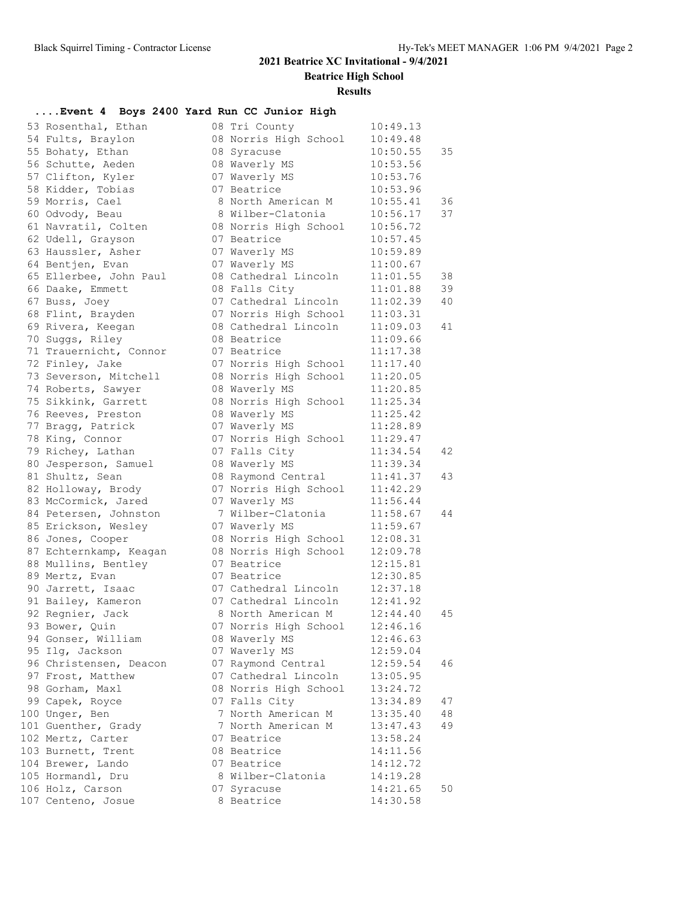# 2021 Beatrice XC Invitational - 9/4/2021

## Beatrice High School

### Results

#### ....Event 4 Boys 2400 Yard Run CC Junior High

| Place | Name | Yr | School | Time | Points |
|---|---|---|---|---|---|
| 53 | Rosenthal, Ethan | 08 | Tri County | 10:49.13 | |
| 54 | Fults, Braylon | 08 | Norris High School | 10:49.48 | |
| 55 | Bohaty, Ethan | 08 | Syracuse | 10:50.55 | 35 |
| 56 | Schutte, Aeden | 08 | Waverly MS | 10:53.56 | |
| 57 | Clifton, Kyler | 07 | Waverly MS | 10:53.76 | |
| 58 | Kidder, Tobias | 07 | Beatrice | 10:53.96 | |
| 59 | Morris, Cael | 8 | North American M | 10:55.41 | 36 |
| 60 | Odvody, Beau | 8 | Wilber-Clatonia | 10:56.17 | 37 |
| 61 | Navratil, Colten | 08 | Norris High School | 10:56.72 | |
| 62 | Udell, Grayson | 07 | Beatrice | 10:57.45 | |
| 63 | Haussler, Asher | 07 | Waverly MS | 10:59.89 | |
| 64 | Bentjen, Evan | 07 | Waverly MS | 11:00.67 | |
| 65 | Ellerbee, John Paul | 08 | Cathedral Lincoln | 11:01.55 | 38 |
| 66 | Daake, Emmett | 08 | Falls City | 11:01.88 | 39 |
| 67 | Buss, Joey | 07 | Cathedral Lincoln | 11:02.39 | 40 |
| 68 | Flint, Brayden | 07 | Norris High School | 11:03.31 | |
| 69 | Rivera, Keegan | 08 | Cathedral Lincoln | 11:09.03 | 41 |
| 70 | Suggs, Riley | 08 | Beatrice | 11:09.66 | |
| 71 | Trauernicht, Connor | 07 | Beatrice | 11:17.38 | |
| 72 | Finley, Jake | 07 | Norris High School | 11:17.40 | |
| 73 | Severson, Mitchell | 08 | Norris High School | 11:20.05 | |
| 74 | Roberts, Sawyer | 08 | Waverly MS | 11:20.85 | |
| 75 | Sikkink, Garrett | 08 | Norris High School | 11:25.34 | |
| 76 | Reeves, Preston | 08 | Waverly MS | 11:25.42 | |
| 77 | Bragg, Patrick | 07 | Waverly MS | 11:28.89 | |
| 78 | King, Connor | 07 | Norris High School | 11:29.47 | |
| 79 | Richey, Lathan | 07 | Falls City | 11:34.54 | 42 |
| 80 | Jesperson, Samuel | 08 | Waverly MS | 11:39.34 | |
| 81 | Shultz, Sean | 08 | Raymond Central | 11:41.37 | 43 |
| 82 | Holloway, Brody | 07 | Norris High School | 11:42.29 | |
| 83 | McCormick, Jared | 07 | Waverly MS | 11:56.44 | |
| 84 | Petersen, Johnston | 7 | Wilber-Clatonia | 11:58.67 | 44 |
| 85 | Erickson, Wesley | 07 | Waverly MS | 11:59.67 | |
| 86 | Jones, Cooper | 08 | Norris High School | 12:08.31 | |
| 87 | Echternkamp, Keagan | 08 | Norris High School | 12:09.78 | |
| 88 | Mullins, Bentley | 07 | Beatrice | 12:15.81 | |
| 89 | Mertz, Evan | 07 | Beatrice | 12:30.85 | |
| 90 | Jarrett, Isaac | 07 | Cathedral Lincoln | 12:37.18 | |
| 91 | Bailey, Kameron | 07 | Cathedral Lincoln | 12:41.92 | |
| 92 | Regnier, Jack | 8 | North American M | 12:44.40 | 45 |
| 93 | Bower, Quin | 07 | Norris High School | 12:46.16 | |
| 94 | Gonser, William | 08 | Waverly MS | 12:46.63 | |
| 95 | Ilg, Jackson | 07 | Waverly MS | 12:59.04 | |
| 96 | Christensen, Deacon | 07 | Raymond Central | 12:59.54 | 46 |
| 97 | Frost, Matthew | 07 | Cathedral Lincoln | 13:05.95 | |
| 98 | Gorham, Maxl | 08 | Norris High School | 13:24.72 | |
| 99 | Capek, Royce | 07 | Falls City | 13:34.89 | 47 |
| 100 | Unger, Ben | 7 | North American M | 13:35.40 | 48 |
| 101 | Guenther, Grady | 7 | North American M | 13:47.43 | 49 |
| 102 | Mertz, Carter | 07 | Beatrice | 13:58.24 | |
| 103 | Burnett, Trent | 08 | Beatrice | 14:11.56 | |
| 104 | Brewer, Lando | 07 | Beatrice | 14:12.72 | |
| 105 | Hormandl, Dru | 8 | Wilber-Clatonia | 14:19.28 | |
| 106 | Holz, Carson | 07 | Syracuse | 14:21.65 | 50 |
| 107 | Centeno, Josue | 8 | Beatrice | 14:30.58 | |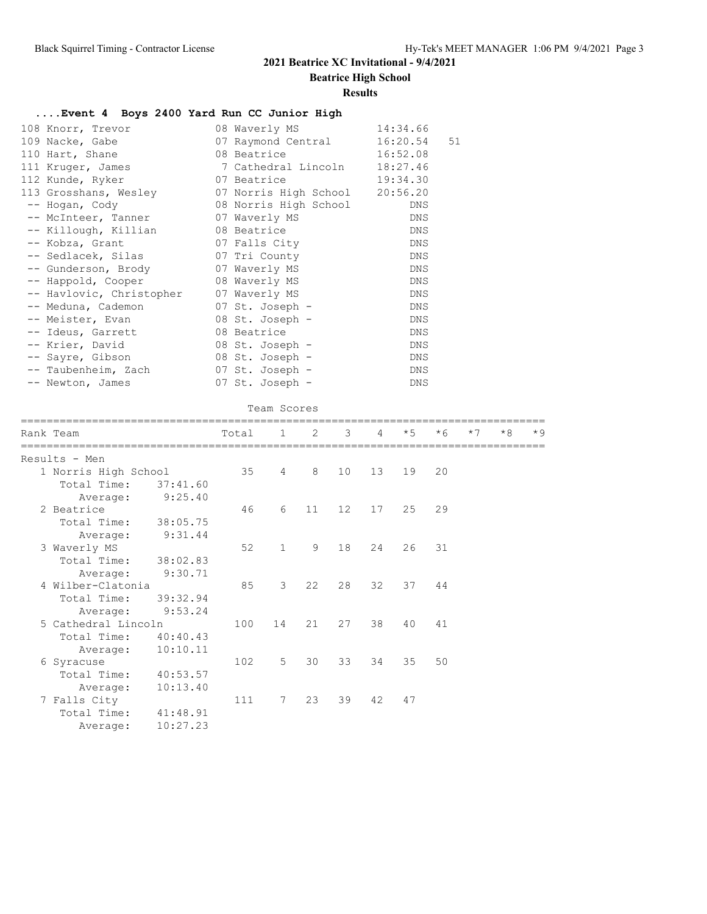## 2021 Beatrice XC Invitational - 9/4/2021

### Beatrice High School

### Results

#### ....Event 4 Boys 2400 Yard Run CC Junior High

| Place | Name | Year | School | Time | Points |
|---|---|---|---|---|---|
| 108 | Knorr, Trevor | 08 | Waverly MS | 14:34.66 | |
| 109 | Nacke, Gabe | 07 | Raymond Central | 16:20.54 | 51 |
| 110 | Hart, Shane | 08 | Beatrice | 16:52.08 | |
| 111 | Kruger, James | 7 | Cathedral Lincoln | 18:27.46 | |
| 112 | Kunde, Ryker | 07 | Beatrice | 19:34.30 | |
| 113 | Grosshans, Wesley | 07 | Norris High School | 20:56.20 | |
| -- | Hogan, Cody | 08 | Norris High School | DNS | |
| -- | McInteer, Tanner | 07 | Waverly MS | DNS | |
| -- | Killough, Killian | 08 | Beatrice | DNS | |
| -- | Kobza, Grant | 07 | Falls City | DNS | |
| -- | Sedlacek, Silas | 07 | Tri County | DNS | |
| -- | Gunderson, Brody | 07 | Waverly MS | DNS | |
| -- | Happold, Cooper | 08 | Waverly MS | DNS | |
| -- | Havlovic, Christopher | 07 | Waverly MS | DNS | |
| -- | Meduna, Cademon | 07 | St. Joseph - | DNS | |
| -- | Meister, Evan | 08 | St. Joseph - | DNS | |
| -- | Ideus, Garrett | 08 | Beatrice | DNS | |
| -- | Krier, David | 08 | St. Joseph - | DNS | |
| -- | Sayre, Gibson | 08 | St. Joseph - | DNS | |
| -- | Taubenheim, Zach | 07 | St. Joseph - | DNS | |
| -- | Newton, James | 07 | St. Joseph - | DNS | |

Team Scores

| Rank | Team | Total | 1 | 2 | 3 | 4 | *5 | *6 | *7 | *8 | *9 |
|---|---|---|---|---|---|---|---|---|---|---|---|
| Results - Men | | | | | | | | | | | |
| 1 | Norris High School | 35 | 4 | 8 | 10 | 13 | 19 | 20 | | | |
| | Total Time: 37:41.60 | | | | | | | | | | |
| | Average: 9:25.40 | | | | | | | | | | |
| 2 | Beatrice | 46 | 6 | 11 | 12 | 17 | 25 | 29 | | | |
| | Total Time: 38:05.75 | | | | | | | | | | |
| | Average: 9:31.44 | | | | | | | | | | |
| 3 | Waverly MS | 52 | 1 | 9 | 18 | 24 | 26 | 31 | | | |
| | Total Time: 38:02.83 | | | | | | | | | | |
| | Average: 9:30.71 | | | | | | | | | | |
| 4 | Wilber-Clatonia | 85 | 3 | 22 | 28 | 32 | 37 | 44 | | | |
| | Total Time: 39:32.94 | | | | | | | | | | |
| | Average: 9:53.24 | | | | | | | | | | |
| 5 | Cathedral Lincoln | 100 | 14 | 21 | 27 | 38 | 40 | 41 | | | |
| | Total Time: 40:40.43 | | | | | | | | | | |
| | Average: 10:10.11 | | | | | | | | | | |
| 6 | Syracuse | 102 | 5 | 30 | 33 | 34 | 35 | 50 | | | |
| | Total Time: 40:53.57 | | | | | | | | | | |
| | Average: 10:13.40 | | | | | | | | | | |
| 7 | Falls City | 111 | 7 | 23 | 39 | 42 | 47 | | | | |
| | Total Time: 41:48.91 | | | | | | | | | | |
| | Average: 10:27.23 | | | | | | | | | | |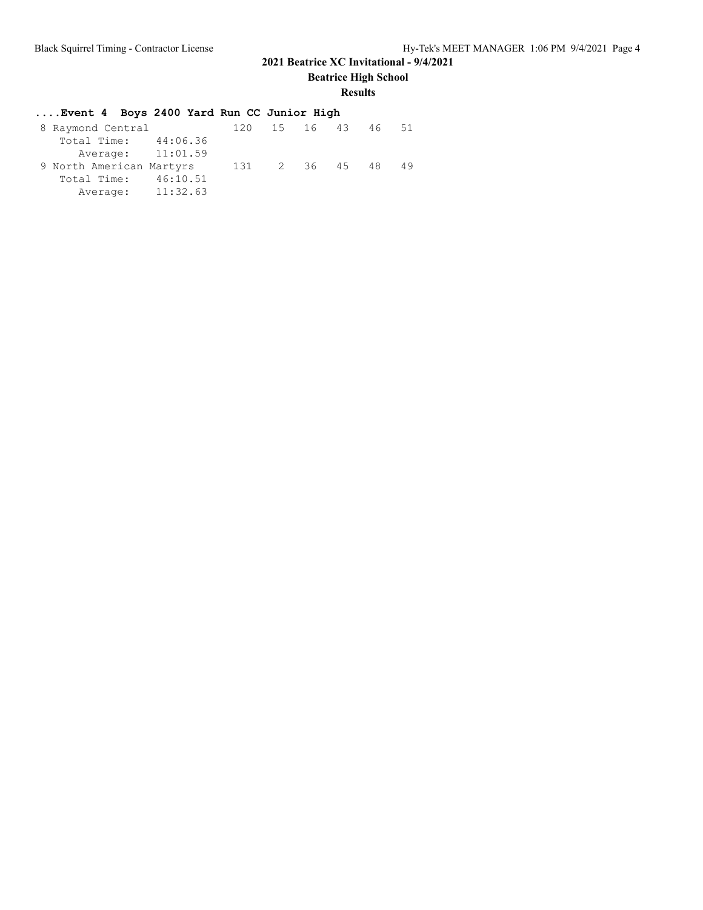# 2021 Beatrice XC Invitational - 9/4/2021

## Beatrice High School

### Results

**....Event 4 Boys 2400 Yard Run CC Junior High**

```
 8 Raymond Central             120    15   16   43   46   51
    Total Time:    44:06.36
       Average:    11:01.59
 9 North American Martyrs      131     2   36   45   48   49
    Total Time:    46:10.51
       Average:    11:32.63
```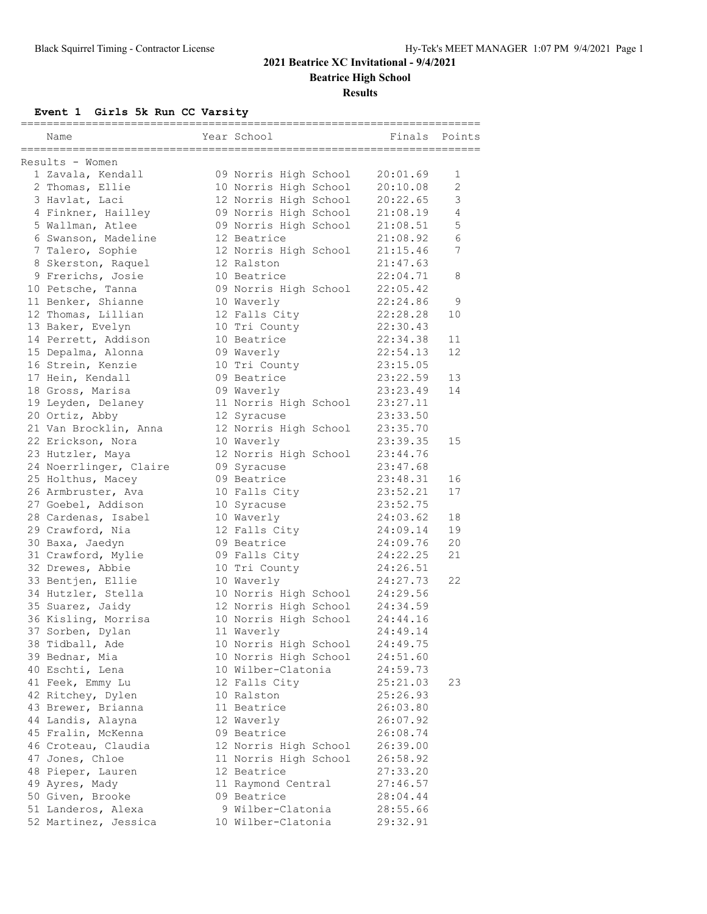## 2021 Beatrice XC Invitational - 9/4/2021

### Beatrice High School

### Results

#### Event 1 Girls 5k Run CC Varsity

Results - Women

| Place | Name | Year | School | Finals | Points |
|---|---|---|---|---|---|
| 1 | Zavala, Kendall | 09 | Norris High School | 20:01.69 | 1 |
| 2 | Thomas, Ellie | 10 | Norris High School | 20:10.08 | 2 |
| 3 | Havlat, Laci | 12 | Norris High School | 20:22.65 | 3 |
| 4 | Finkner, Hailley | 09 | Norris High School | 21:08.19 | 4 |
| 5 | Wallman, Atlee | 09 | Norris High School | 21:08.51 | 5 |
| 6 | Swanson, Madeline | 12 | Beatrice | 21:08.92 | 6 |
| 7 | Talero, Sophie | 12 | Norris High School | 21:15.46 | 7 |
| 8 | Skerston, Raquel | 12 | Ralston | 21:47.63 | |
| 9 | Frerichs, Josie | 10 | Beatrice | 22:04.71 | 8 |
| 10 | Petsche, Tanna | 09 | Norris High School | 22:05.42 | |
| 11 | Benker, Shianne | 10 | Waverly | 22:24.86 | 9 |
| 12 | Thomas, Lillian | 12 | Falls City | 22:28.28 | 10 |
| 13 | Baker, Evelyn | 10 | Tri County | 22:30.43 | |
| 14 | Perrett, Addison | 10 | Beatrice | 22:34.38 | 11 |
| 15 | Depalma, Alonna | 09 | Waverly | 22:54.13 | 12 |
| 16 | Strein, Kenzie | 10 | Tri County | 23:15.05 | |
| 17 | Hein, Kendall | 09 | Beatrice | 23:22.59 | 13 |
| 18 | Gross, Marisa | 09 | Waverly | 23:23.49 | 14 |
| 19 | Leyden, Delaney | 11 | Norris High School | 23:27.11 | |
| 20 | Ortiz, Abby | 12 | Syracuse | 23:33.50 | |
| 21 | Van Brocklin, Anna | 12 | Norris High School | 23:35.70 | |
| 22 | Erickson, Nora | 10 | Waverly | 23:39.35 | 15 |
| 23 | Hutzler, Maya | 12 | Norris High School | 23:44.76 | |
| 24 | Noerrlinger, Claire | 09 | Syracuse | 23:47.68 | |
| 25 | Holthus, Macey | 09 | Beatrice | 23:48.31 | 16 |
| 26 | Armbruster, Ava | 10 | Falls City | 23:52.21 | 17 |
| 27 | Goebel, Addison | 10 | Syracuse | 23:52.75 | |
| 28 | Cardenas, Isabel | 10 | Waverly | 24:03.62 | 18 |
| 29 | Crawford, Nia | 12 | Falls City | 24:09.14 | 19 |
| 30 | Baxa, Jaedyn | 09 | Beatrice | 24:09.76 | 20 |
| 31 | Crawford, Mylie | 09 | Falls City | 24:22.25 | 21 |
| 32 | Drewes, Abbie | 10 | Tri County | 24:26.51 | |
| 33 | Bentjen, Ellie | 10 | Waverly | 24:27.73 | 22 |
| 34 | Hutzler, Stella | 10 | Norris High School | 24:29.56 | |
| 35 | Suarez, Jaidy | 12 | Norris High School | 24:34.59 | |
| 36 | Kisling, Morrisa | 10 | Norris High School | 24:44.16 | |
| 37 | Sorben, Dylan | 11 | Waverly | 24:49.14 | |
| 38 | Tidball, Ade | 10 | Norris High School | 24:49.75 | |
| 39 | Bednar, Mia | 10 | Norris High School | 24:51.60 | |
| 40 | Eschti, Lena | 10 | Wilber-Clatonia | 24:59.73 | |
| 41 | Feek, Emmy Lu | 12 | Falls City | 25:21.03 | 23 |
| 42 | Ritchey, Dylen | 10 | Ralston | 25:26.93 | |
| 43 | Brewer, Brianna | 11 | Beatrice | 26:03.80 | |
| 44 | Landis, Alayna | 12 | Waverly | 26:07.92 | |
| 45 | Fralin, McKenna | 09 | Beatrice | 26:08.74 | |
| 46 | Croteau, Claudia | 12 | Norris High School | 26:39.00 | |
| 47 | Jones, Chloe | 11 | Norris High School | 26:58.92 | |
| 48 | Pieper, Lauren | 12 | Beatrice | 27:33.20 | |
| 49 | Ayres, Mady | 11 | Raymond Central | 27:46.57 | |
| 50 | Given, Brooke | 09 | Beatrice | 28:04.44 | |
| 51 | Landeros, Alexa | 9 | Wilber-Clatonia | 28:55.66 | |
| 52 | Martinez, Jessica | 10 | Wilber-Clatonia | 29:32.91 | |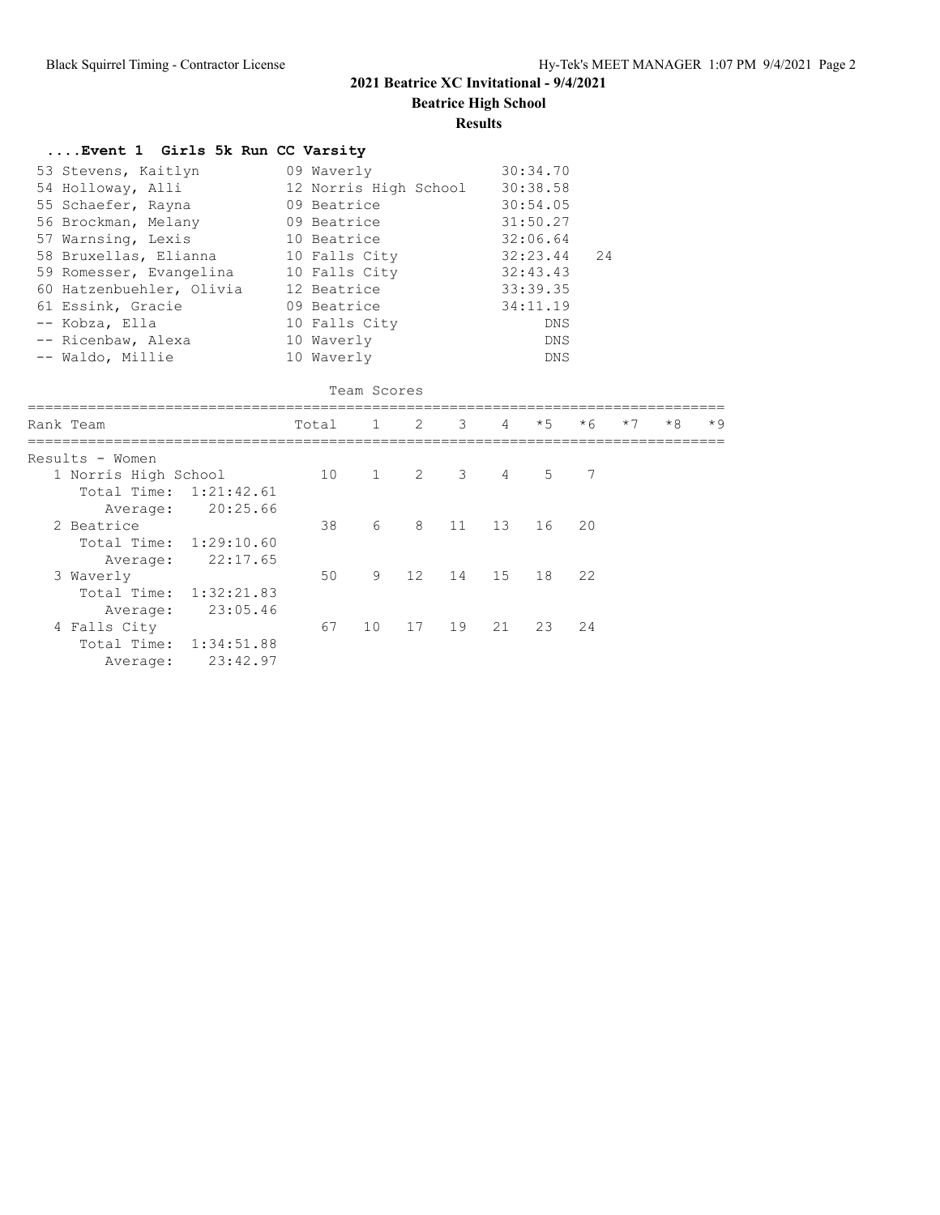# 2021 Beatrice XC Invitational - 9/4/2021

## Beatrice High School

### Results

#### ....Event 1 Girls 5k Run CC Varsity

| Place | Name | Year | School | Time | Points |
|---|---|---|---|---|---|
| 53 | Stevens, Kaitlyn | 09 | Waverly | 30:34.70 | |
| 54 | Holloway, Alli | 12 | Norris High School | 30:38.58 | |
| 55 | Schaefer, Rayna | 09 | Beatrice | 30:54.05 | |
| 56 | Brockman, Melany | 09 | Beatrice | 31:50.27 | |
| 57 | Warnsing, Lexis | 10 | Beatrice | 32:06.64 | |
| 58 | Bruxellas, Elianna | 10 | Falls City | 32:23.44 | 24 |
| 59 | Romesser, Evangelina | 10 | Falls City | 32:43.43 | |
| 60 | Hatzenbuehler, Olivia | 12 | Beatrice | 33:39.35 | |
| 61 | Essink, Gracie | 09 | Beatrice | 34:11.19 | |
| -- | Kobza, Ella | 10 | Falls City | DNS | |
| -- | Ricenbaw, Alexa | 10 | Waverly | DNS | |
| -- | Waldo, Millie | 10 | Waverly | DNS | |

Team Scores

Results - Women

| Rank | Team | Total | 1 | 2 | 3 | 4 | *5 | *6 | *7 | *8 | *9 |
|---|---|---|---|---|---|---|---|---|---|---|---|
| 1 | Norris High School | 10 | 1 | 2 | 3 | 4 | 5 | 7 | | | |
| | Total Time: 1:21:42.61 | | | | | | | | | | |
| | Average: 20:25.66 | | | | | | | | | | |
| 2 | Beatrice | 38 | 6 | 8 | 11 | 13 | 16 | 20 | | | |
| | Total Time: 1:29:10.60 | | | | | | | | | | |
| | Average: 22:17.65 | | | | | | | | | | |
| 3 | Waverly | 50 | 9 | 12 | 14 | 15 | 18 | 22 | | | |
| | Total Time: 1:32:21.83 | | | | | | | | | | |
| | Average: 23:05.46 | | | | | | | | | | |
| 4 | Falls City | 67 | 10 | 17 | 19 | 21 | 23 | 24 | | | |
| | Total Time: 1:34:51.88 | | | | | | | | | | |
| | Average: 23:42.97 | | | | | | | | | | |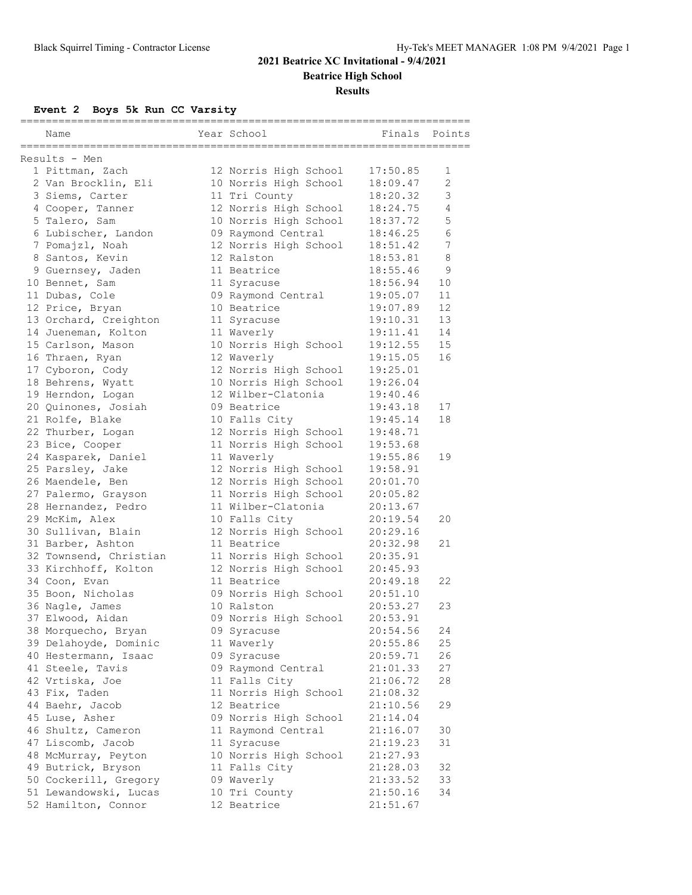# 2021 Beatrice XC Invitational - 9/4/2021

## Beatrice High School

### Results

#### Event 2 Boys 5k Run CC Varsity

| Place | Name | Year | School | Finals | Points |
|---|---|---|---|---|---|
| **Results - Men** | | | | | |
| 1 | Pittman, Zach | 12 | Norris High School | 17:50.85 | 1 |
| 2 | Van Brocklin, Eli | 10 | Norris High School | 18:09.47 | 2 |
| 3 | Siems, Carter | 11 | Tri County | 18:20.32 | 3 |
| 4 | Cooper, Tanner | 12 | Norris High School | 18:24.75 | 4 |
| 5 | Talero, Sam | 10 | Norris High School | 18:37.72 | 5 |
| 6 | Lubischer, Landon | 09 | Raymond Central | 18:46.25 | 6 |
| 7 | Pomajzl, Noah | 12 | Norris High School | 18:51.42 | 7 |
| 8 | Santos, Kevin | 12 | Ralston | 18:53.81 | 8 |
| 9 | Guernsey, Jaden | 11 | Beatrice | 18:55.46 | 9 |
| 10 | Bennet, Sam | 11 | Syracuse | 18:56.94 | 10 |
| 11 | Dubas, Cole | 09 | Raymond Central | 19:05.07 | 11 |
| 12 | Price, Bryan | 10 | Beatrice | 19:07.89 | 12 |
| 13 | Orchard, Creighton | 11 | Syracuse | 19:10.31 | 13 |
| 14 | Jueneman, Kolton | 11 | Waverly | 19:11.41 | 14 |
| 15 | Carlson, Mason | 10 | Norris High School | 19:12.55 | 15 |
| 16 | Thraen, Ryan | 12 | Waverly | 19:15.05 | 16 |
| 17 | Cyboron, Cody | 12 | Norris High School | 19:25.01 | |
| 18 | Behrens, Wyatt | 10 | Norris High School | 19:26.04 | |
| 19 | Herndon, Logan | 12 | Wilber-Clatonia | 19:40.46 | |
| 20 | Quinones, Josiah | 09 | Beatrice | 19:43.18 | 17 |
| 21 | Rolfe, Blake | 10 | Falls City | 19:45.14 | 18 |
| 22 | Thurber, Logan | 12 | Norris High School | 19:48.71 | |
| 23 | Bice, Cooper | 11 | Norris High School | 19:53.68 | |
| 24 | Kasparek, Daniel | 11 | Waverly | 19:55.86 | 19 |
| 25 | Parsley, Jake | 12 | Norris High School | 19:58.91 | |
| 26 | Maendele, Ben | 12 | Norris High School | 20:01.70 | |
| 27 | Palermo, Grayson | 11 | Norris High School | 20:05.82 | |
| 28 | Hernandez, Pedro | 11 | Wilber-Clatonia | 20:13.67 | |
| 29 | McKim, Alex | 10 | Falls City | 20:19.54 | 20 |
| 30 | Sullivan, Blain | 12 | Norris High School | 20:29.16 | |
| 31 | Barber, Ashton | 11 | Beatrice | 20:32.98 | 21 |
| 32 | Townsend, Christian | 11 | Norris High School | 20:35.91 | |
| 33 | Kirchhoff, Kolton | 12 | Norris High School | 20:45.93 | |
| 34 | Coon, Evan | 11 | Beatrice | 20:49.18 | 22 |
| 35 | Boon, Nicholas | 09 | Norris High School | 20:51.10 | |
| 36 | Nagle, James | 10 | Ralston | 20:53.27 | 23 |
| 37 | Elwood, Aidan | 09 | Norris High School | 20:53.91 | |
| 38 | Morquecho, Bryan | 09 | Syracuse | 20:54.56 | 24 |
| 39 | Delahoyde, Dominic | 11 | Waverly | 20:55.86 | 25 |
| 40 | Hestermann, Isaac | 09 | Syracuse | 20:59.71 | 26 |
| 41 | Steele, Tavis | 09 | Raymond Central | 21:01.33 | 27 |
| 42 | Vrtiska, Joe | 11 | Falls City | 21:06.72 | 28 |
| 43 | Fix, Taden | 11 | Norris High School | 21:08.32 | |
| 44 | Baehr, Jacob | 12 | Beatrice | 21:10.56 | 29 |
| 45 | Luse, Asher | 09 | Norris High School | 21:14.04 | |
| 46 | Shultz, Cameron | 11 | Raymond Central | 21:16.07 | 30 |
| 47 | Liscomb, Jacob | 11 | Syracuse | 21:19.23 | 31 |
| 48 | McMurray, Peyton | 10 | Norris High School | 21:27.93 | |
| 49 | Butrick, Bryson | 11 | Falls City | 21:28.03 | 32 |
| 50 | Cockerill, Gregory | 09 | Waverly | 21:33.52 | 33 |
| 51 | Lewandowski, Lucas | 10 | Tri County | 21:50.16 | 34 |
| 52 | Hamilton, Connor | 12 | Beatrice | 21:51.67 | |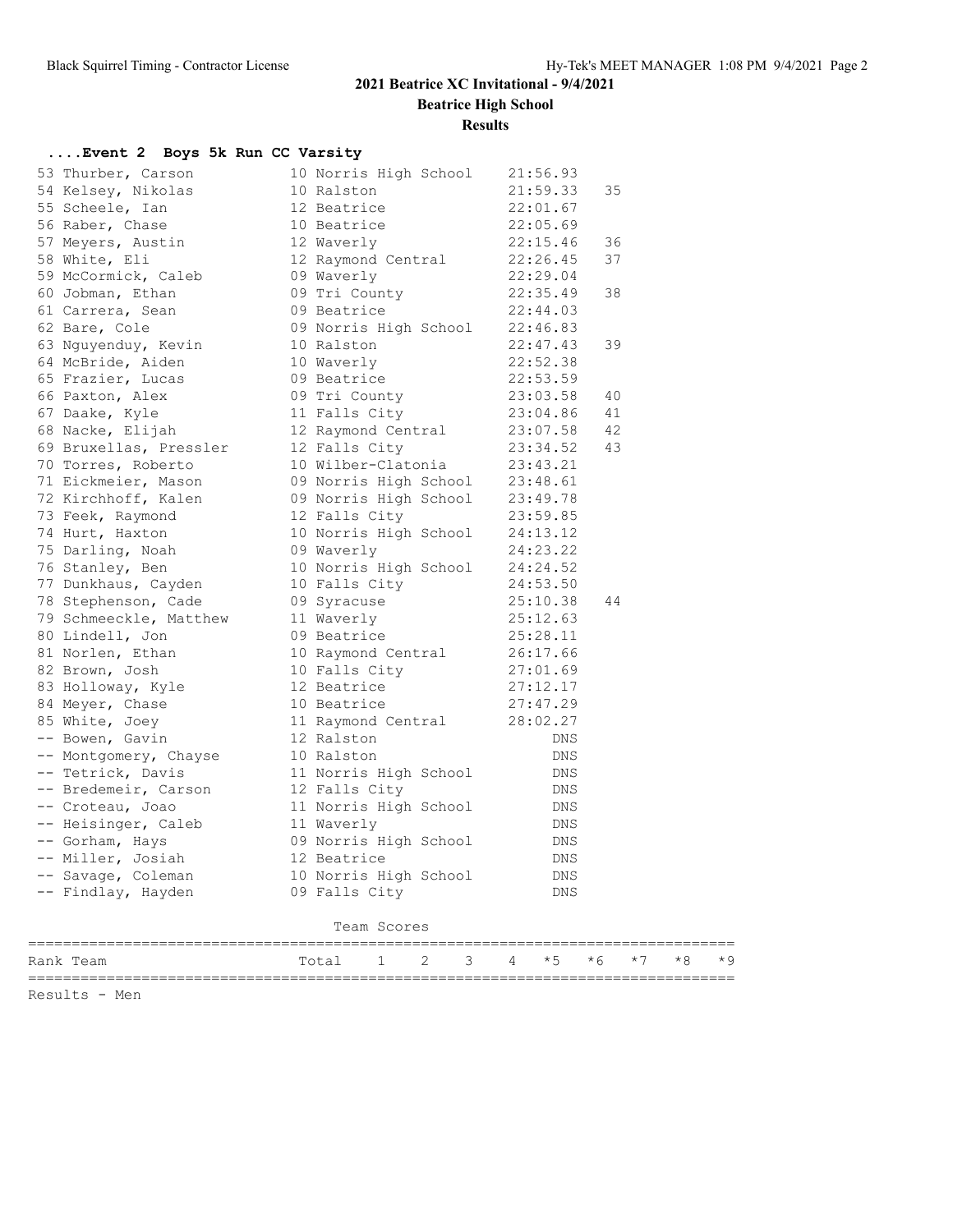# 2021 Beatrice XC Invitational - 9/4/2021

**Beatrice High School**

**Results**

### ....Event 2 Boys 5k Run CC Varsity

| Place | Name | Yr | School | Time | Points |
|---|---|---|---|---|---|
| 53 | Thurber, Carson | 10 | Norris High School | 21:56.93 | |
| 54 | Kelsey, Nikolas | 10 | Ralston | 21:59.33 | 35 |
| 55 | Scheele, Ian | 12 | Beatrice | 22:01.67 | |
| 56 | Raber, Chase | 10 | Beatrice | 22:05.69 | |
| 57 | Meyers, Austin | 12 | Waverly | 22:15.46 | 36 |
| 58 | White, Eli | 12 | Raymond Central | 22:26.45 | 37 |
| 59 | McCormick, Caleb | 09 | Waverly | 22:29.04 | |
| 60 | Jobman, Ethan | 09 | Tri County | 22:35.49 | 38 |
| 61 | Carrera, Sean | 09 | Beatrice | 22:44.03 | |
| 62 | Bare, Cole | 09 | Norris High School | 22:46.83 | |
| 63 | Nguyenduy, Kevin | 10 | Ralston | 22:47.43 | 39 |
| 64 | McBride, Aiden | 10 | Waverly | 22:52.38 | |
| 65 | Frazier, Lucas | 09 | Beatrice | 22:53.59 | |
| 66 | Paxton, Alex | 09 | Tri County | 23:03.58 | 40 |
| 67 | Daake, Kyle | 11 | Falls City | 23:04.86 | 41 |
| 68 | Nacke, Elijah | 12 | Raymond Central | 23:07.58 | 42 |
| 69 | Bruxellas, Pressler | 12 | Falls City | 23:34.52 | 43 |
| 70 | Torres, Roberto | 10 | Wilber-Clatonia | 23:43.21 | |
| 71 | Eickmeier, Mason | 09 | Norris High School | 23:48.61 | |
| 72 | Kirchhoff, Kalen | 09 | Norris High School | 23:49.78 | |
| 73 | Feek, Raymond | 12 | Falls City | 23:59.85 | |
| 74 | Hurt, Haxton | 10 | Norris High School | 24:13.12 | |
| 75 | Darling, Noah | 09 | Waverly | 24:23.22 | |
| 76 | Stanley, Ben | 10 | Norris High School | 24:24.52 | |
| 77 | Dunkhaus, Cayden | 10 | Falls City | 24:53.50 | |
| 78 | Stephenson, Cade | 09 | Syracuse | 25:10.38 | 44 |
| 79 | Schmeeckle, Matthew | 11 | Waverly | 25:12.63 | |
| 80 | Lindell, Jon | 09 | Beatrice | 25:28.11 | |
| 81 | Norlen, Ethan | 10 | Raymond Central | 26:17.66 | |
| 82 | Brown, Josh | 10 | Falls City | 27:01.69 | |
| 83 | Holloway, Kyle | 12 | Beatrice | 27:12.17 | |
| 84 | Meyer, Chase | 10 | Beatrice | 27:47.29 | |
| 85 | White, Joey | 11 | Raymond Central | 28:02.27 | |
| -- | Bowen, Gavin | 12 | Ralston | DNS | |
| -- | Montgomery, Chayse | 10 | Ralston | DNS | |
| -- | Tetrick, Davis | 11 | Norris High School | DNS | |
| -- | Bredemeir, Carson | 12 | Falls City | DNS | |
| -- | Croteau, Joao | 11 | Norris High School | DNS | |
| -- | Heisinger, Caleb | 11 | Waverly | DNS | |
| -- | Gorham, Hays | 09 | Norris High School | DNS | |
| -- | Miller, Josiah | 12 | Beatrice | DNS | |
| -- | Savage, Coleman | 10 | Norris High School | DNS | |
| -- | Findlay, Hayden | 09 | Falls City | DNS | |

Team Scores

| Rank | Team | Total | 1 | 2 | 3 | 4 | *5 | *6 | *7 | *8 | *9 |
|---|---|---|---|---|---|---|---|---|---|---|---|

Results - Men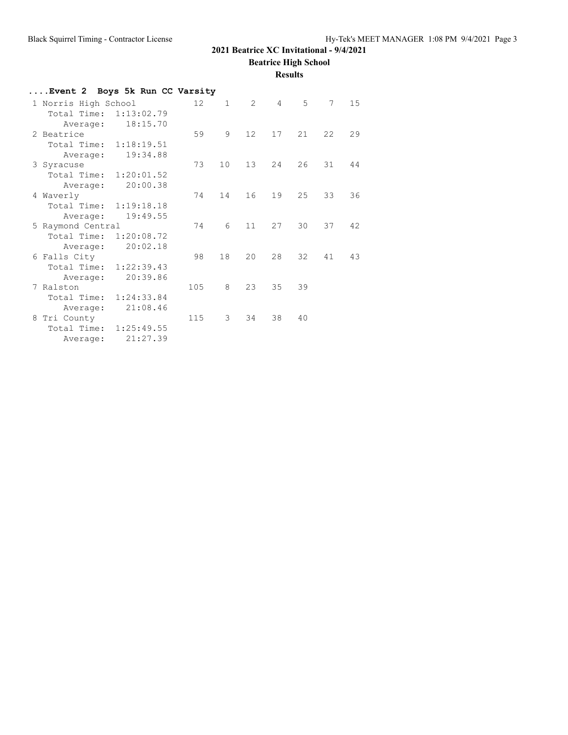## 2021 Beatrice XC Invitational - 9/4/2021

### Beatrice High School

### Results

**....Event 2 Boys 5k Run CC Varsity**

| | | | | | | | | |
|---|---|---|---|---|---|---|---|---|
| 1 Norris High School | 12 | 1 | 2 | 4 | 5 | 7 | 15 |
| Total Time: 1:13:02.79 | | | | | | | | |
| Average: 18:15.70 | | | | | | | | |
| 2 Beatrice | 59 | 9 | 12 | 17 | 21 | 22 | 29 |
| Total Time: 1:18:19.51 | | | | | | | | |
| Average: 19:34.88 | | | | | | | | |
| 3 Syracuse | 73 | 10 | 13 | 24 | 26 | 31 | 44 |
| Total Time: 1:20:01.52 | | | | | | | | |
| Average: 20:00.38 | | | | | | | | |
| 4 Waverly | 74 | 14 | 16 | 19 | 25 | 33 | 36 |
| Total Time: 1:19:18.18 | | | | | | | | |
| Average: 19:49.55 | | | | | | | | |
| 5 Raymond Central | 74 | 6 | 11 | 27 | 30 | 37 | 42 |
| Total Time: 1:20:08.72 | | | | | | | | |
| Average: 20:02.18 | | | | | | | | |
| 6 Falls City | 98 | 18 | 20 | 28 | 32 | 41 | 43 |
| Total Time: 1:22:39.43 | | | | | | | | |
| Average: 20:39.86 | | | | | | | | |
| 7 Ralston | 105 | 8 | 23 | 35 | 39 | | |
| Total Time: 1:24:33.84 | | | | | | | | |
| Average: 21:08.46 | | | | | | | | |
| 8 Tri County | 115 | 3 | 34 | 38 | 40 | | |
| Total Time: 1:25:49.55 | | | | | | | | |
| Average: 21:27.39 | | | | | | | | |